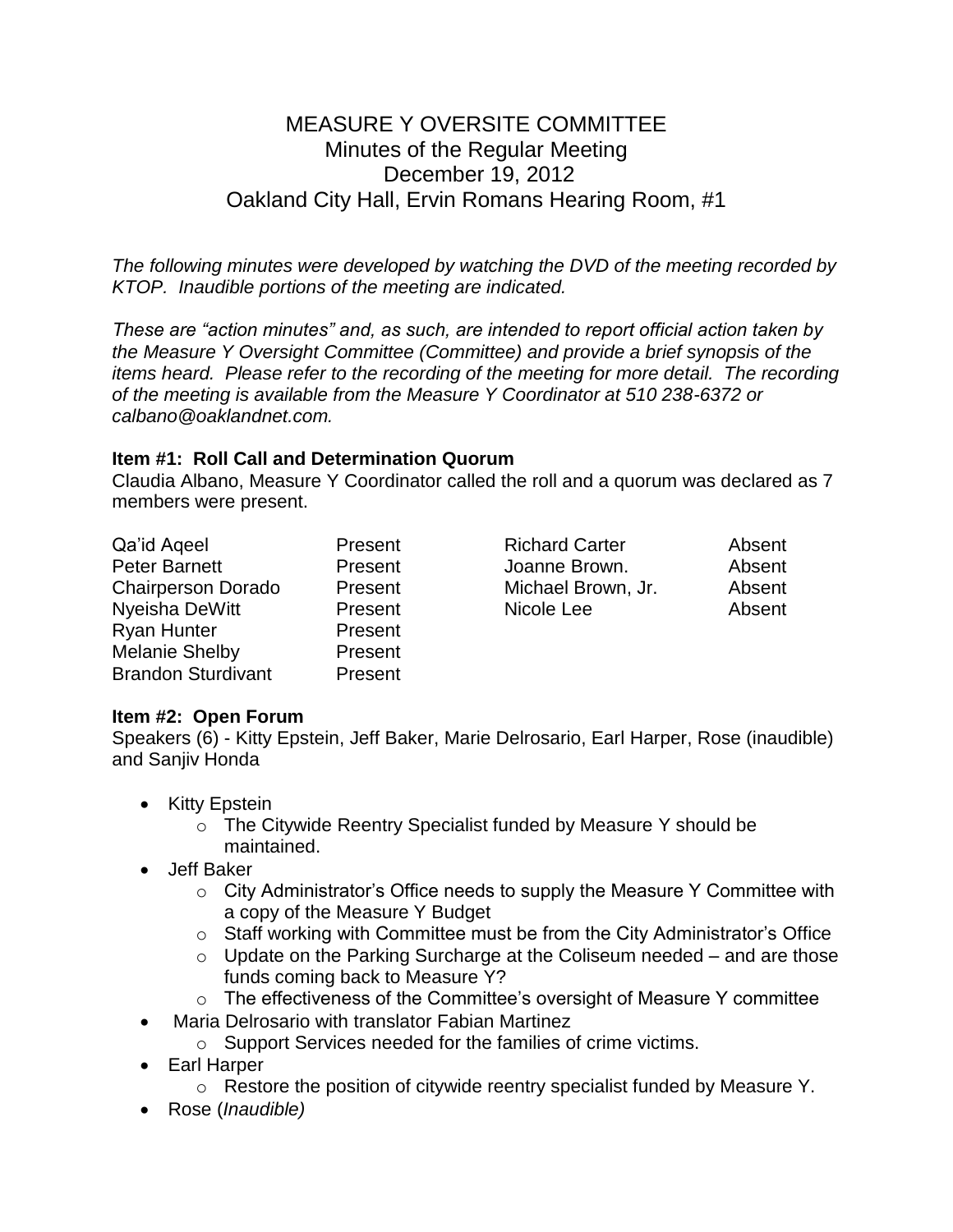# MEASURE Y OVERSITE COMMITTEE
## Minutes of the Regular Meeting
## December 19, 2012
## Oakland City Hall, Ervin Romans Hearing Room, #1

*The following minutes were developed by watching the DVD of the meeting recorded by KTOP. Inaudible portions of the meeting are indicated.*

*These are "action minutes" and, as such, are intended to report official action taken by the Measure Y Oversight Committee (Committee) and provide a brief synopsis of the items heard. Please refer to the recording of the meeting for more detail. The recording of the meeting is available from the Measure Y Coordinator at 510 238-6372 or calbano@oaklandnet.com.*

**Item #1: Roll Call and Determination Quorum**
Claudia Albano, Measure Y Coordinator called the roll and a quorum was declared as 7 members were present.

| | | | |
|---|---|---|---|
| Qa'id Aqeel | Present | Richard Carter | Absent |
| Peter Barnett | Present | Joanne Brown. | Absent |
| Chairperson Dorado | Present | Michael Brown, Jr. | Absent |
| Nyeisha DeWitt | Present | Nicole Lee | Absent |
| Ryan Hunter | Present | | |
| Melanie Shelby | Present | | |
| Brandon Sturdivant | Present | | |

**Item #2: Open Forum**
Speakers (6) - Kitty Epstein, Jeff Baker, Marie Delrosario, Earl Harper, Rose (inaudible) and Sanjiv Honda

- Kitty Epstein
  - The Citywide Reentry Specialist funded by Measure Y should be maintained.
- Jeff Baker
  - City Administrator's Office needs to supply the Measure Y Committee with a copy of the Measure Y Budget
  - Staff working with Committee must be from the City Administrator's Office
  - Update on the Parking Surcharge at the Coliseum needed – and are those funds coming back to Measure Y?
  - The effectiveness of the Committee's oversight of Measure Y committee
- Maria Delrosario with translator Fabian Martinez
  - Support Services needed for the families of crime victims.
- Earl Harper
  - Restore the position of citywide reentry specialist funded by Measure Y.
- Rose (*Inaudible)*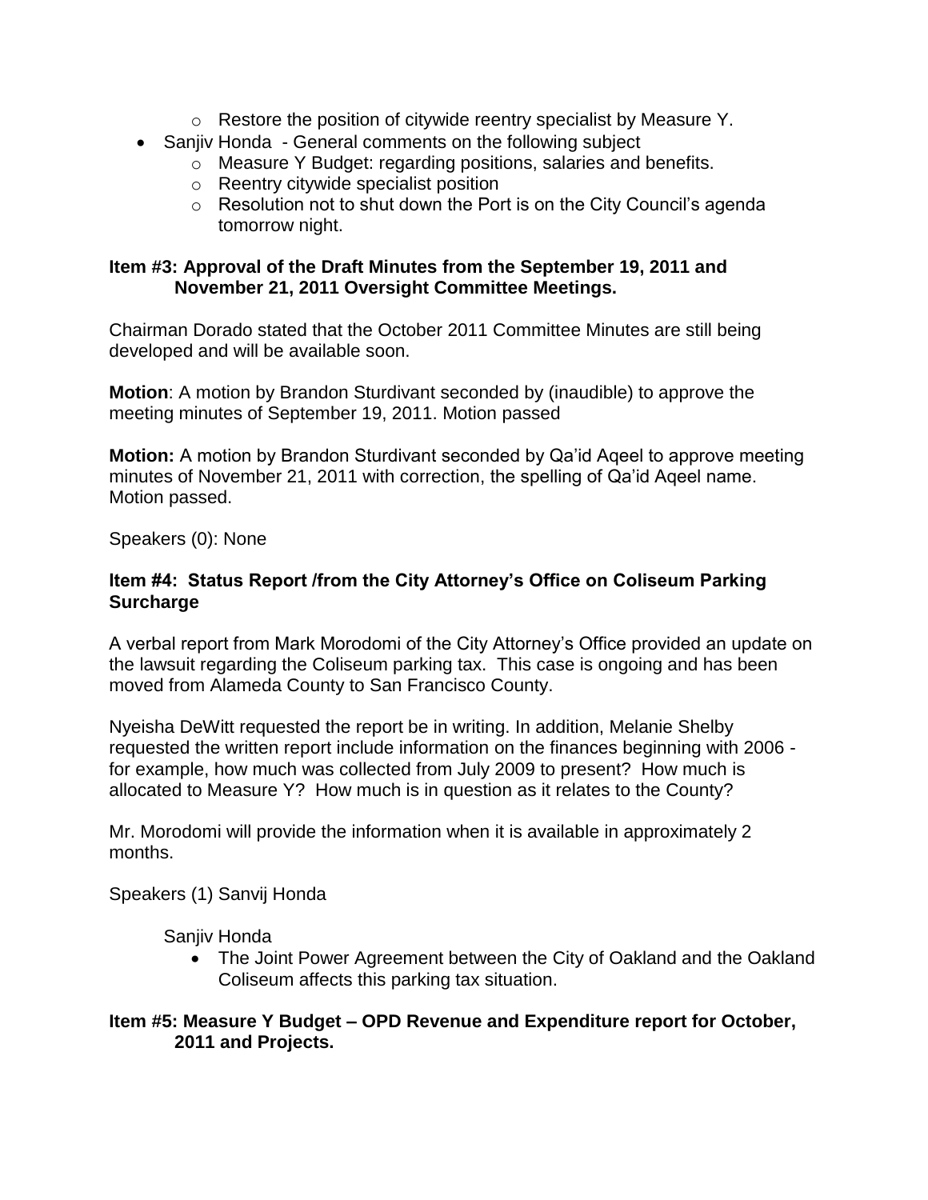- Restore the position of citywide reentry specialist by Measure Y.
- Sanjiv Honda - General comments on the following subject
    - Measure Y Budget: regarding positions, salaries and benefits.
    - Reentry citywide specialist position
    - Resolution not to shut down the Port is on the City Council's agenda tomorrow night.

**Item #3: Approval of the Draft Minutes from the September 19, 2011 and November 21, 2011 Oversight Committee Meetings.**

Chairman Dorado stated that the October 2011 Committee Minutes are still being developed and will be available soon.

**Motion**: A motion by Brandon Sturdivant seconded by (inaudible) to approve the meeting minutes of September 19, 2011. Motion passed

**Motion:** A motion by Brandon Sturdivant seconded by Qa'id Aqeel to approve meeting minutes of November 21, 2011 with correction, the spelling of Qa'id Aqeel name. Motion passed.

Speakers (0): None

**Item #4: Status Report /from the City Attorney's Office on Coliseum Parking Surcharge**

A verbal report from Mark Morodomi of the City Attorney's Office provided an update on the lawsuit regarding the Coliseum parking tax. This case is ongoing and has been moved from Alameda County to San Francisco County.

Nyeisha DeWitt requested the report be in writing. In addition, Melanie Shelby requested the written report include information on the finances beginning with 2006 - for example, how much was collected from July 2009 to present? How much is allocated to Measure Y? How much is in question as it relates to the County?

Mr. Morodomi will provide the information when it is available in approximately 2 months.

Speakers (1) Sanvij Honda

Sanjiv Honda

- The Joint Power Agreement between the City of Oakland and the Oakland Coliseum affects this parking tax situation.

**Item #5: Measure Y Budget – OPD Revenue and Expenditure report for October, 2011 and Projects.**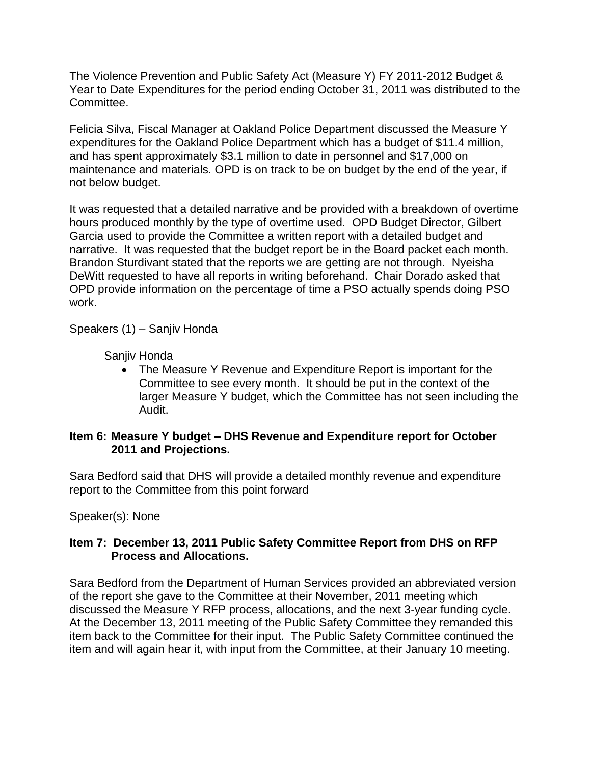The Violence Prevention and Public Safety Act (Measure Y) FY 2011-2012 Budget & Year to Date Expenditures for the period ending October 31, 2011 was distributed to the Committee.

Felicia Silva, Fiscal Manager at Oakland Police Department discussed the Measure Y expenditures for the Oakland Police Department which has a budget of $11.4 million, and has spent approximately $3.1 million to date in personnel and $17,000 on maintenance and materials. OPD is on track to be on budget by the end of the year, if not below budget.

It was requested that a detailed narrative and be provided with a breakdown of overtime hours produced monthly by the type of overtime used. OPD Budget Director, Gilbert Garcia used to provide the Committee a written report with a detailed budget and narrative. It was requested that the budget report be in the Board packet each month. Brandon Sturdivant stated that the reports we are getting are not through. Nyeisha DeWitt requested to have all reports in writing beforehand. Chair Dorado asked that OPD provide information on the percentage of time a PSO actually spends doing PSO work.

Speakers (1) – Sanjiv Honda

Sanjiv Honda

- The Measure Y Revenue and Expenditure Report is important for the Committee to see every month. It should be put in the context of the larger Measure Y budget, which the Committee has not seen including the Audit.

**Item 6: Measure Y budget – DHS Revenue and Expenditure report for October 2011 and Projections.**

Sara Bedford said that DHS will provide a detailed monthly revenue and expenditure report to the Committee from this point forward

Speaker(s): None

**Item 7: December 13, 2011 Public Safety Committee Report from DHS on RFP Process and Allocations.**

Sara Bedford from the Department of Human Services provided an abbreviated version of the report she gave to the Committee at their November, 2011 meeting which discussed the Measure Y RFP process, allocations, and the next 3-year funding cycle. At the December 13, 2011 meeting of the Public Safety Committee they remanded this item back to the Committee for their input. The Public Safety Committee continued the item and will again hear it, with input from the Committee, at their January 10 meeting.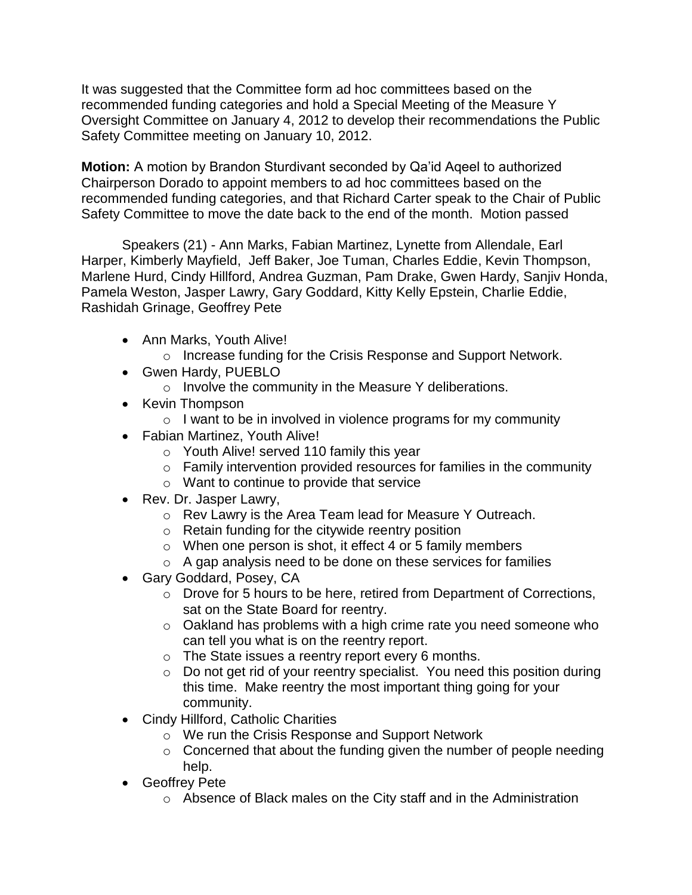It was suggested that the Committee form ad hoc committees based on the recommended funding categories and hold a Special Meeting of the Measure Y Oversight Committee on January 4, 2012 to develop their recommendations the Public Safety Committee meeting on January 10, 2012.

**Motion:** A motion by Brandon Sturdivant seconded by Qa'id Aqeel to authorized Chairperson Dorado to appoint members to ad hoc committees based on the recommended funding categories, and that Richard Carter speak to the Chair of Public Safety Committee to move the date back to the end of the month. Motion passed

Speakers (21) - Ann Marks, Fabian Martinez, Lynette from Allendale, Earl Harper, Kimberly Mayfield, Jeff Baker, Joe Tuman, Charles Eddie, Kevin Thompson, Marlene Hurd, Cindy Hillford, Andrea Guzman, Pam Drake, Gwen Hardy, Sanjiv Honda, Pamela Weston, Jasper Lawry, Gary Goddard, Kitty Kelly Epstein, Charlie Eddie, Rashidah Grinage, Geoffrey Pete

- Ann Marks, Youth Alive!
  - Increase funding for the Crisis Response and Support Network.
- Gwen Hardy, PUEBLO
  - Involve the community in the Measure Y deliberations.
- Kevin Thompson
  - I want to be in involved in violence programs for my community
- Fabian Martinez, Youth Alive!
  - Youth Alive! served 110 family this year
  - Family intervention provided resources for families in the community
  - Want to continue to provide that service
- Rev. Dr. Jasper Lawry,
  - Rev Lawry is the Area Team lead for Measure Y Outreach.
  - Retain funding for the citywide reentry position
  - When one person is shot, it effect 4 or 5 family members
  - A gap analysis need to be done on these services for families
- Gary Goddard, Posey, CA
  - Drove for 5 hours to be here, retired from Department of Corrections, sat on the State Board for reentry.
  - Oakland has problems with a high crime rate you need someone who can tell you what is on the reentry report.
  - The State issues a reentry report every 6 months.
  - Do not get rid of your reentry specialist. You need this position during this time. Make reentry the most important thing going for your community.
- Cindy Hillford, Catholic Charities
  - We run the Crisis Response and Support Network
  - Concerned that about the funding given the number of people needing help.
- Geoffrey Pete
  - Absence of Black males on the City staff and in the Administration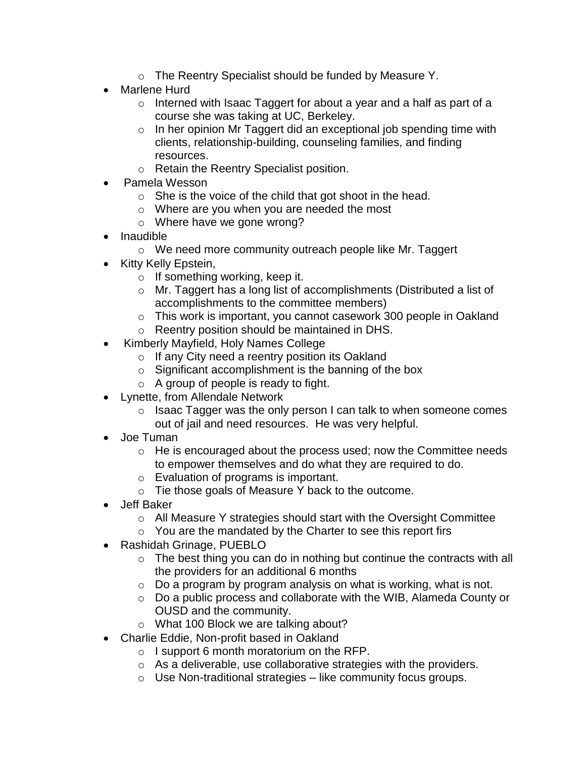- The Reentry Specialist should be funded by Measure Y.
- Marlene Hurd
  - Interned with Isaac Taggert for about a year and a half as part of a course she was taking at UC, Berkeley.
  - In her opinion Mr Taggert did an exceptional job spending time with clients, relationship-building, counseling families, and finding resources.
  - Retain the Reentry Specialist position.
- Pamela Wesson
  - She is the voice of the child that got shoot in the head.
  - Where are you when you are needed the most
  - Where have we gone wrong?
- Inaudible
  - We need more community outreach people like Mr. Taggert
- Kitty Kelly Epstein,
  - If something working, keep it.
  - Mr. Taggert has a long list of accomplishments (Distributed a list of accomplishments to the committee members)
  - This work is important, you cannot casework 300 people in Oakland
  - Reentry position should be maintained in DHS.
- Kimberly Mayfield, Holy Names College
  - If any City need a reentry position its Oakland
  - Significant accomplishment is the banning of the box
  - A group of people is ready to fight.
- Lynette, from Allendale Network
  - Isaac Tagger was the only person I can talk to when someone comes out of jail and need resources. He was very helpful.
- Joe Tuman
  - He is encouraged about the process used; now the Committee needs to empower themselves and do what they are required to do.
  - Evaluation of programs is important.
  - Tie those goals of Measure Y back to the outcome.
- Jeff Baker
  - All Measure Y strategies should start with the Oversight Committee
  - You are the mandated by the Charter to see this report firs
- Rashidah Grinage, PUEBLO
  - The best thing you can do in nothing but continue the contracts with all the providers for an additional 6 months
  - Do a program by program analysis on what is working, what is not.
  - Do a public process and collaborate with the WIB, Alameda County or OUSD and the community.
  - What 100 Block we are talking about?
- Charlie Eddie, Non-profit based in Oakland
  - I support 6 month moratorium on the RFP.
  - As a deliverable, use collaborative strategies with the providers.
  - Use Non-traditional strategies – like community focus groups.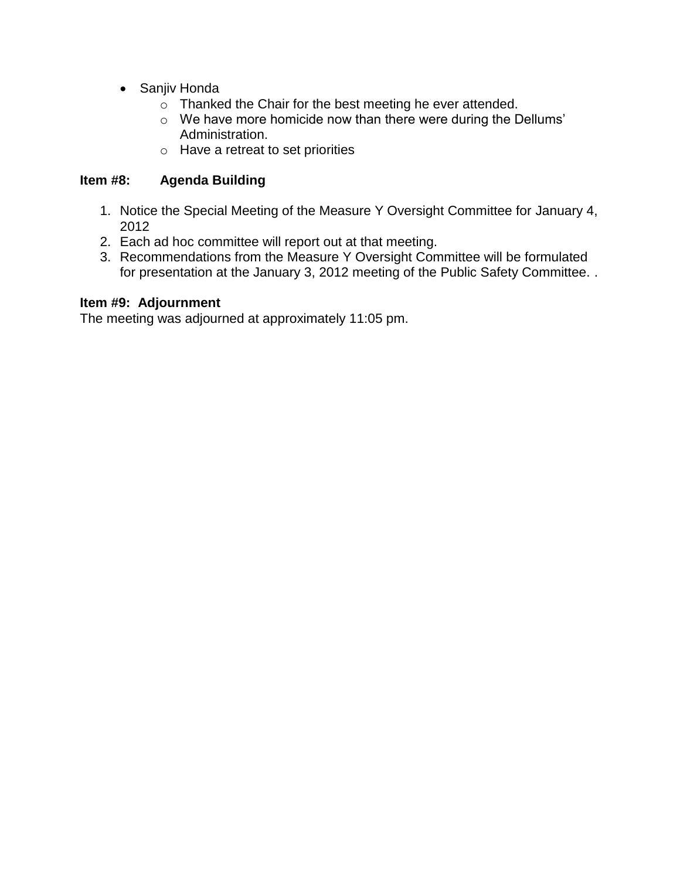- Sanjiv Honda
  - Thanked the Chair for the best meeting he ever attended.
  - We have more homicide now than there were during the Dellums' Administration.
  - Have a retreat to set priorities

**Item #8: Agenda Building**

1. Notice the Special Meeting of the Measure Y Oversight Committee for January 4, 2012
2. Each ad hoc committee will report out at that meeting.
3. Recommendations from the Measure Y Oversight Committee will be formulated for presentation at the January 3, 2012 meeting of the Public Safety Committee. .

**Item #9: Adjournment**

The meeting was adjourned at approximately 11:05 pm.